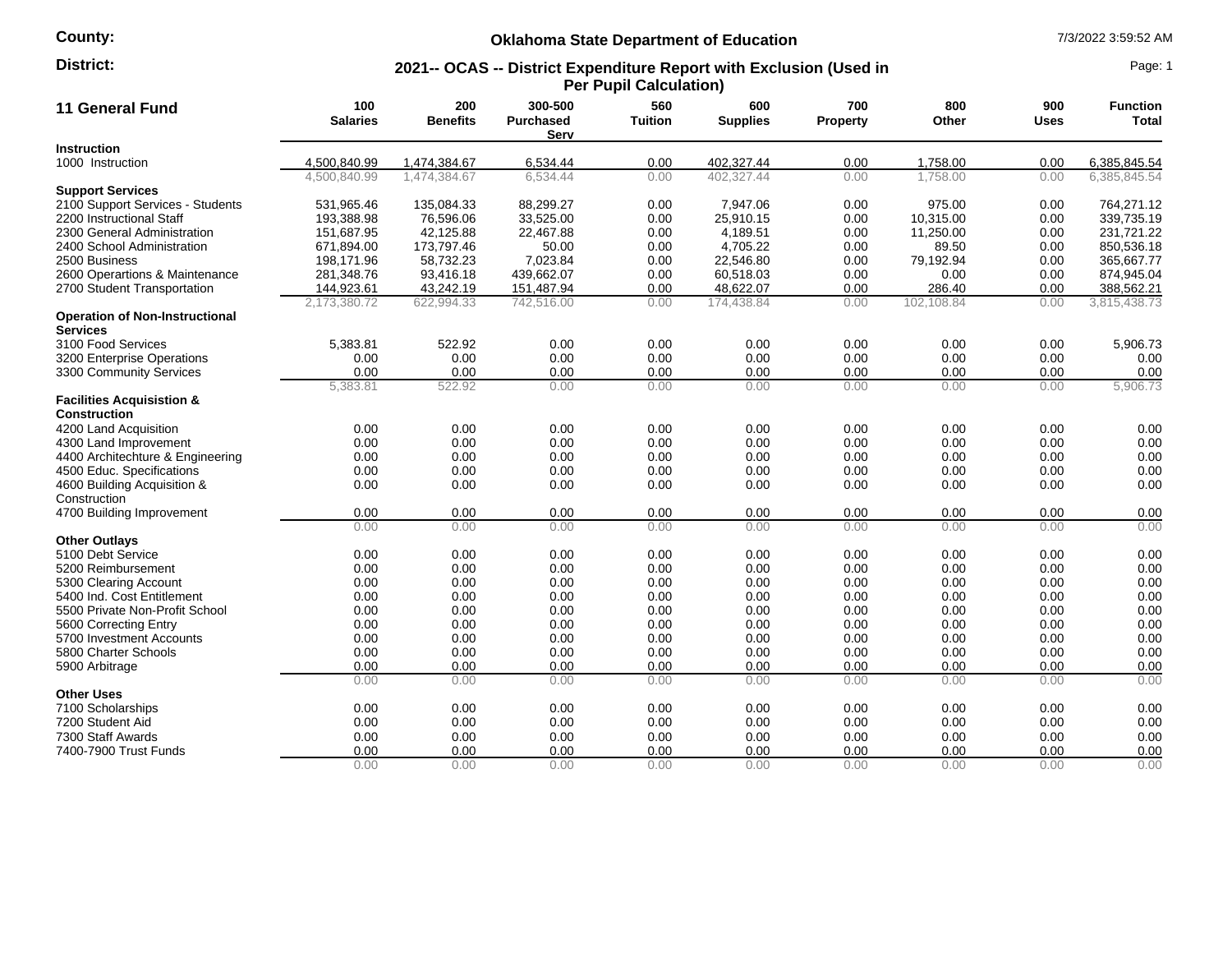**County:**

**District:**

**Oklahoma State Department of Education**

**2021-- OCAS -- District Expenditure Report with Exclusion (Used in Per Pupil Calculation)**

7/3/2022 3:59:52 AM

## 11 General Fund

| 11 General Fund | 100 Salaries | 200 Benefits | 300-500 Purchased Serv | 560 Tuition | 600 Supplies | 700 Property | 800 Other | 900 Uses | Function Total |
|---|---|---|---|---|---|---|---|---|---|
| **Instruction** | | | | | | | | | |
| 1000 Instruction | 4,500,840.99 | 1,474,384.67 | 6,534.44 | 0.00 | 402,327.44 | 0.00 | 1,758.00 | 0.00 | 6,385,845.54 |
| | 4,500,840.99 | 1,474,384.67 | 6,534.44 | 0.00 | 402,327.44 | 0.00 | 1,758.00 | 0.00 | 6,385,845.54 |
| **Support Services** | | | | | | | | | |
| 2100 Support Services - Students | 531,965.46 | 135,084.33 | 88,299.27 | 0.00 | 7,947.06 | 0.00 | 975.00 | 0.00 | 764,271.12 |
| 2200 Instructional Staff | 193,388.98 | 76,596.06 | 33,525.00 | 0.00 | 25,910.15 | 0.00 | 10,315.00 | 0.00 | 339,735.19 |
| 2300 General Administration | 151,687.95 | 42,125.88 | 22,467.88 | 0.00 | 4,189.51 | 0.00 | 11,250.00 | 0.00 | 231,721.22 |
| 2400 School Administration | 671,894.00 | 173,797.46 | 50.00 | 0.00 | 4,705.22 | 0.00 | 89.50 | 0.00 | 850,536.18 |
| 2500 Business | 198,171.96 | 58,732.23 | 7,023.84 | 0.00 | 22,546.80 | 0.00 | 79,192.94 | 0.00 | 365,667.77 |
| 2600 Operartions & Maintenance | 281,348.76 | 93,416.18 | 439,662.07 | 0.00 | 60,518.03 | 0.00 | 0.00 | 0.00 | 874,945.04 |
| 2700 Student Transportation | 144,923.61 | 43,242.19 | 151,487.94 | 0.00 | 48,622.07 | 0.00 | 286.40 | 0.00 | 388,562.21 |
| | 2,173,380.72 | 622,994.33 | 742,516.00 | 0.00 | 174,438.84 | 0.00 | 102,108.84 | 0.00 | 3,815,438.73 |
| **Operation of Non-Instructional Services** | | | | | | | | | |
| 3100 Food Services | 5,383.81 | 522.92 | 0.00 | 0.00 | 0.00 | 0.00 | 0.00 | 0.00 | 5,906.73 |
| 3200 Enterprise Operations | 0.00 | 0.00 | 0.00 | 0.00 | 0.00 | 0.00 | 0.00 | 0.00 | 0.00 |
| 3300 Community Services | 0.00 | 0.00 | 0.00 | 0.00 | 0.00 | 0.00 | 0.00 | 0.00 | 0.00 |
| | 5,383.81 | 522.92 | 0.00 | 0.00 | 0.00 | 0.00 | 0.00 | 0.00 | 5,906.73 |
| **Facilities Acquisistion & Construction** | | | | | | | | | |
| 4200 Land Acquisition | 0.00 | 0.00 | 0.00 | 0.00 | 0.00 | 0.00 | 0.00 | 0.00 | 0.00 |
| 4300 Land Improvement | 0.00 | 0.00 | 0.00 | 0.00 | 0.00 | 0.00 | 0.00 | 0.00 | 0.00 |
| 4400 Architechture & Engineering | 0.00 | 0.00 | 0.00 | 0.00 | 0.00 | 0.00 | 0.00 | 0.00 | 0.00 |
| 4500 Educ. Specifications | 0.00 | 0.00 | 0.00 | 0.00 | 0.00 | 0.00 | 0.00 | 0.00 | 0.00 |
| 4600 Building Acquisition & Construction | 0.00 | 0.00 | 0.00 | 0.00 | 0.00 | 0.00 | 0.00 | 0.00 | 0.00 |
| 4700 Building Improvement | 0.00 | 0.00 | 0.00 | 0.00 | 0.00 | 0.00 | 0.00 | 0.00 | 0.00 |
| | 0.00 | 0.00 | 0.00 | 0.00 | 0.00 | 0.00 | 0.00 | 0.00 | 0.00 |
| **Other Outlays** | | | | | | | | | |
| 5100 Debt Service | 0.00 | 0.00 | 0.00 | 0.00 | 0.00 | 0.00 | 0.00 | 0.00 | 0.00 |
| 5200 Reimbursement | 0.00 | 0.00 | 0.00 | 0.00 | 0.00 | 0.00 | 0.00 | 0.00 | 0.00 |
| 5300 Clearing Account | 0.00 | 0.00 | 0.00 | 0.00 | 0.00 | 0.00 | 0.00 | 0.00 | 0.00 |
| 5400 Ind. Cost Entitlement | 0.00 | 0.00 | 0.00 | 0.00 | 0.00 | 0.00 | 0.00 | 0.00 | 0.00 |
| 5500 Private Non-Profit School | 0.00 | 0.00 | 0.00 | 0.00 | 0.00 | 0.00 | 0.00 | 0.00 | 0.00 |
| 5600 Correcting Entry | 0.00 | 0.00 | 0.00 | 0.00 | 0.00 | 0.00 | 0.00 | 0.00 | 0.00 |
| 5700 Investment Accounts | 0.00 | 0.00 | 0.00 | 0.00 | 0.00 | 0.00 | 0.00 | 0.00 | 0.00 |
| 5800 Charter Schools | 0.00 | 0.00 | 0.00 | 0.00 | 0.00 | 0.00 | 0.00 | 0.00 | 0.00 |
| 5900 Arbitrage | 0.00 | 0.00 | 0.00 | 0.00 | 0.00 | 0.00 | 0.00 | 0.00 | 0.00 |
| | 0.00 | 0.00 | 0.00 | 0.00 | 0.00 | 0.00 | 0.00 | 0.00 | 0.00 |
| **Other Uses** | | | | | | | | | |
| 7100 Scholarships | 0.00 | 0.00 | 0.00 | 0.00 | 0.00 | 0.00 | 0.00 | 0.00 | 0.00 |
| 7200 Student Aid | 0.00 | 0.00 | 0.00 | 0.00 | 0.00 | 0.00 | 0.00 | 0.00 | 0.00 |
| 7300 Staff Awards | 0.00 | 0.00 | 0.00 | 0.00 | 0.00 | 0.00 | 0.00 | 0.00 | 0.00 |
| 7400-7900 Trust Funds | 0.00 | 0.00 | 0.00 | 0.00 | 0.00 | 0.00 | 0.00 | 0.00 | 0.00 |
| | 0.00 | 0.00 | 0.00 | 0.00 | 0.00 | 0.00 | 0.00 | 0.00 | 0.00 |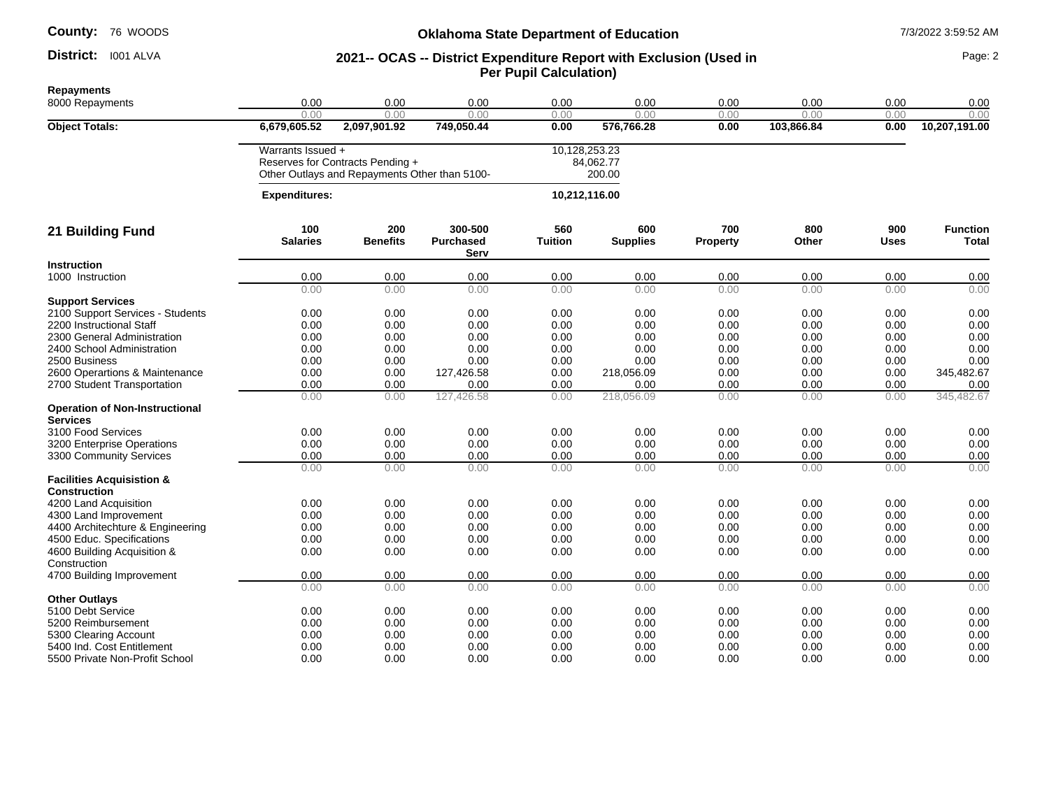**County:** 76 WOODS

**District:** I001 ALVA

## Oklahoma State Department of Education

### 2021-- OCAS -- District Expenditure Report with Exclusion (Used in Per Pupil Calculation)

7/3/2022 3:59:52 AM

| | | | | | | | | | |
|---|---|---|---|---|---|---|---|---|---|
| **Repayments** | | | | | | | | | |
| 8000 Repayments | 0.00 | 0.00 | 0.00 | 0.00 | 0.00 | 0.00 | 0.00 | 0.00 | 0.00 |
| | 0.00 | 0.00 | 0.00 | 0.00 | 0.00 | 0.00 | 0.00 | 0.00 | 0.00 |
| **Object Totals:** | **6,679,605.52** | **2,097,901.92** | **749,050.44** | **0.00** | **576,766.28** | **0.00** | **103,866.84** | **0.00** | **10,207,191.00** |

| | |
|---|---|
| Warrants Issued + | 10,128,253.23 |
| Reserves for Contracts Pending + | 84,062.77 |
| Other Outlays and Repayments Other than 5100- | 200.00 |
| **Expenditures:** | **10,212,116.00** |

## 21 Building Fund

| 21 Building Fund | 100 Salaries | 200 Benefits | 300-500 Purchased Serv | 560 Tuition | 600 Supplies | 700 Property | 800 Other | 900 Uses | Function Total |
|---|---|---|---|---|---|---|---|---|---|
| **Instruction** | | | | | | | | | |
| 1000 Instruction | 0.00 | 0.00 | 0.00 | 0.00 | 0.00 | 0.00 | 0.00 | 0.00 | 0.00 |
| | 0.00 | 0.00 | 0.00 | 0.00 | 0.00 | 0.00 | 0.00 | 0.00 | 0.00 |
| **Support Services** | | | | | | | | | |
| 2100 Support Services - Students | 0.00 | 0.00 | 0.00 | 0.00 | 0.00 | 0.00 | 0.00 | 0.00 | 0.00 |
| 2200 Instructional Staff | 0.00 | 0.00 | 0.00 | 0.00 | 0.00 | 0.00 | 0.00 | 0.00 | 0.00 |
| 2300 General Administration | 0.00 | 0.00 | 0.00 | 0.00 | 0.00 | 0.00 | 0.00 | 0.00 | 0.00 |
| 2400 School Administration | 0.00 | 0.00 | 0.00 | 0.00 | 0.00 | 0.00 | 0.00 | 0.00 | 0.00 |
| 2500 Business | 0.00 | 0.00 | 0.00 | 0.00 | 0.00 | 0.00 | 0.00 | 0.00 | 0.00 |
| 2600 Operartions & Maintenance | 0.00 | 0.00 | 127,426.58 | 0.00 | 218,056.09 | 0.00 | 0.00 | 0.00 | 345,482.67 |
| 2700 Student Transportation | 0.00 | 0.00 | 0.00 | 0.00 | 0.00 | 0.00 | 0.00 | 0.00 | 0.00 |
| | 0.00 | 0.00 | 127,426.58 | 0.00 | 218,056.09 | 0.00 | 0.00 | 0.00 | 345,482.67 |
| **Operation of Non-Instructional Services** | | | | | | | | | |
| 3100 Food Services | 0.00 | 0.00 | 0.00 | 0.00 | 0.00 | 0.00 | 0.00 | 0.00 | 0.00 |
| 3200 Enterprise Operations | 0.00 | 0.00 | 0.00 | 0.00 | 0.00 | 0.00 | 0.00 | 0.00 | 0.00 |
| 3300 Community Services | 0.00 | 0.00 | 0.00 | 0.00 | 0.00 | 0.00 | 0.00 | 0.00 | 0.00 |
| | 0.00 | 0.00 | 0.00 | 0.00 | 0.00 | 0.00 | 0.00 | 0.00 | 0.00 |
| **Facilities Acquisition & Construction** | | | | | | | | | |
| 4200 Land Acquisition | 0.00 | 0.00 | 0.00 | 0.00 | 0.00 | 0.00 | 0.00 | 0.00 | 0.00 |
| 4300 Land Improvement | 0.00 | 0.00 | 0.00 | 0.00 | 0.00 | 0.00 | 0.00 | 0.00 | 0.00 |
| 4400 Architechture & Engineering | 0.00 | 0.00 | 0.00 | 0.00 | 0.00 | 0.00 | 0.00 | 0.00 | 0.00 |
| 4500 Educ. Specifications | 0.00 | 0.00 | 0.00 | 0.00 | 0.00 | 0.00 | 0.00 | 0.00 | 0.00 |
| 4600 Building Acquisition & Construction | 0.00 | 0.00 | 0.00 | 0.00 | 0.00 | 0.00 | 0.00 | 0.00 | 0.00 |
| 4700 Building Improvement | 0.00 | 0.00 | 0.00 | 0.00 | 0.00 | 0.00 | 0.00 | 0.00 | 0.00 |
| | 0.00 | 0.00 | 0.00 | 0.00 | 0.00 | 0.00 | 0.00 | 0.00 | 0.00 |
| **Other Outlays** | | | | | | | | | |
| 5100 Debt Service | 0.00 | 0.00 | 0.00 | 0.00 | 0.00 | 0.00 | 0.00 | 0.00 | 0.00 |
| 5200 Reimbursement | 0.00 | 0.00 | 0.00 | 0.00 | 0.00 | 0.00 | 0.00 | 0.00 | 0.00 |
| 5300 Clearing Account | 0.00 | 0.00 | 0.00 | 0.00 | 0.00 | 0.00 | 0.00 | 0.00 | 0.00 |
| 5400 Ind. Cost Entitlement | 0.00 | 0.00 | 0.00 | 0.00 | 0.00 | 0.00 | 0.00 | 0.00 | 0.00 |
| 5500 Private Non-Profit School | 0.00 | 0.00 | 0.00 | 0.00 | 0.00 | 0.00 | 0.00 | 0.00 | 0.00 |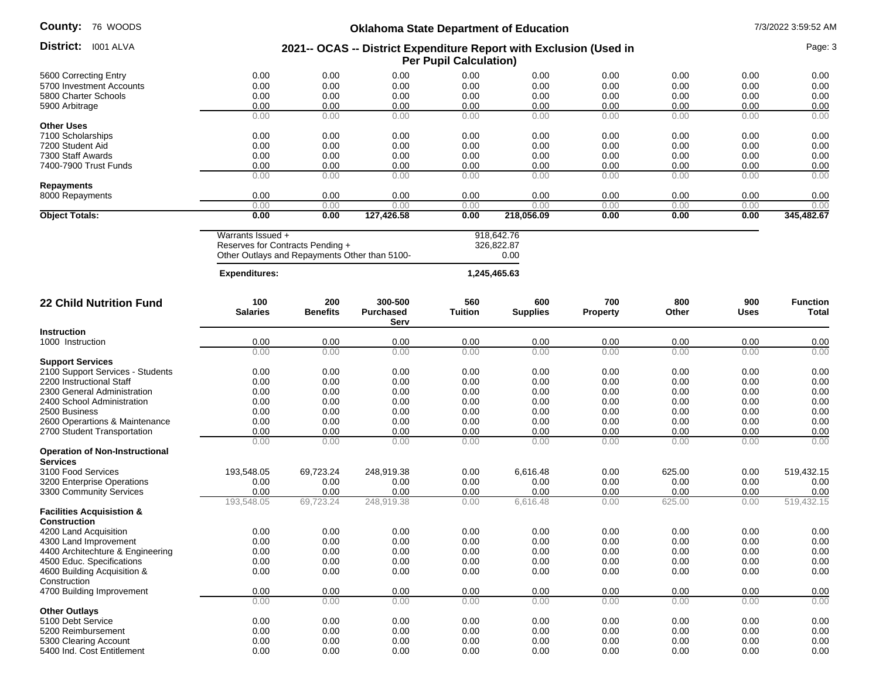| | | | | | | | | | |
|---|---|---|---|---|---|---|---|---|---|
| 5600 Correcting Entry | 0.00 | 0.00 | 0.00 | 0.00 | 0.00 | 0.00 | 0.00 | 0.00 | 0.00 |
| 5700 Investment Accounts | 0.00 | 0.00 | 0.00 | 0.00 | 0.00 | 0.00 | 0.00 | 0.00 | 0.00 |
| 5800 Charter Schools | 0.00 | 0.00 | 0.00 | 0.00 | 0.00 | 0.00 | 0.00 | 0.00 | 0.00 |
| 5900 Arbitrage | 0.00 | 0.00 | 0.00 | 0.00 | 0.00 | 0.00 | 0.00 | 0.00 | 0.00 |
| | 0.00 | 0.00 | 0.00 | 0.00 | 0.00 | 0.00 | 0.00 | 0.00 | 0.00 |
| **Other Uses** | | | | | | | | | |
| 7100 Scholarships | 0.00 | 0.00 | 0.00 | 0.00 | 0.00 | 0.00 | 0.00 | 0.00 | 0.00 |
| 7200 Student Aid | 0.00 | 0.00 | 0.00 | 0.00 | 0.00 | 0.00 | 0.00 | 0.00 | 0.00 |
| 7300 Staff Awards | 0.00 | 0.00 | 0.00 | 0.00 | 0.00 | 0.00 | 0.00 | 0.00 | 0.00 |
| 7400-7900 Trust Funds | 0.00 | 0.00 | 0.00 | 0.00 | 0.00 | 0.00 | 0.00 | 0.00 | 0.00 |
| | 0.00 | 0.00 | 0.00 | 0.00 | 0.00 | 0.00 | 0.00 | 0.00 | 0.00 |
| **Repayments** | | | | | | | | | |
| 8000 Repayments | 0.00 | 0.00 | 0.00 | 0.00 | 0.00 | 0.00 | 0.00 | 0.00 | 0.00 |
| | 0.00 | 0.00 | 0.00 | 0.00 | 0.00 | 0.00 | 0.00 | 0.00 | 0.00 |
| **Object Totals:** | **0.00** | **0.00** | **127,426.58** | **0.00** | **218,056.09** | **0.00** | **0.00** | **0.00** | **345,482.67** |

| | |
|---|---|
| Warrants Issued + | 918,642.76 |
| Reserves for Contracts Pending + | 326,822.87 |
| Other Outlays and Repayments Other than 5100- | 0.00 |
| **Expenditures:** | **1,245,465.63** |

## 22 Child Nutrition Fund

| | 100 Salaries | 200 Benefits | 300-500 Purchased Serv | 560 Tuition | 600 Supplies | 700 Property | 800 Other | 900 Uses | Function Total |
|---|---|---|---|---|---|---|---|---|---|
| **Instruction** | | | | | | | | | |
| 1000 Instruction | 0.00 | 0.00 | 0.00 | 0.00 | 0.00 | 0.00 | 0.00 | 0.00 | 0.00 |
| | 0.00 | 0.00 | 0.00 | 0.00 | 0.00 | 0.00 | 0.00 | 0.00 | 0.00 |
| **Support Services** | | | | | | | | | |
| 2100 Support Services - Students | 0.00 | 0.00 | 0.00 | 0.00 | 0.00 | 0.00 | 0.00 | 0.00 | 0.00 |
| 2200 Instructional Staff | 0.00 | 0.00 | 0.00 | 0.00 | 0.00 | 0.00 | 0.00 | 0.00 | 0.00 |
| 2300 General Administration | 0.00 | 0.00 | 0.00 | 0.00 | 0.00 | 0.00 | 0.00 | 0.00 | 0.00 |
| 2400 School Administration | 0.00 | 0.00 | 0.00 | 0.00 | 0.00 | 0.00 | 0.00 | 0.00 | 0.00 |
| 2500 Business | 0.00 | 0.00 | 0.00 | 0.00 | 0.00 | 0.00 | 0.00 | 0.00 | 0.00 |
| 2600 Operartions & Maintenance | 0.00 | 0.00 | 0.00 | 0.00 | 0.00 | 0.00 | 0.00 | 0.00 | 0.00 |
| 2700 Student Transportation | 0.00 | 0.00 | 0.00 | 0.00 | 0.00 | 0.00 | 0.00 | 0.00 | 0.00 |
| | 0.00 | 0.00 | 0.00 | 0.00 | 0.00 | 0.00 | 0.00 | 0.00 | 0.00 |
| **Operation of Non-Instructional Services** | | | | | | | | | |
| 3100 Food Services | 193,548.05 | 69,723.24 | 248,919.38 | 0.00 | 6,616.48 | 0.00 | 625.00 | 0.00 | 519,432.15 |
| 3200 Enterprise Operations | 0.00 | 0.00 | 0.00 | 0.00 | 0.00 | 0.00 | 0.00 | 0.00 | 0.00 |
| 3300 Community Services | 0.00 | 0.00 | 0.00 | 0.00 | 0.00 | 0.00 | 0.00 | 0.00 | 0.00 |
| | 193,548.05 | 69,723.24 | 248,919.38 | 0.00 | 6,616.48 | 0.00 | 625.00 | 0.00 | 519,432.15 |
| **Facilities Acquisistion & Construction** | | | | | | | | | |
| 4200 Land Acquisition | 0.00 | 0.00 | 0.00 | 0.00 | 0.00 | 0.00 | 0.00 | 0.00 | 0.00 |
| 4300 Land Improvement | 0.00 | 0.00 | 0.00 | 0.00 | 0.00 | 0.00 | 0.00 | 0.00 | 0.00 |
| 4400 Architechture & Engineering | 0.00 | 0.00 | 0.00 | 0.00 | 0.00 | 0.00 | 0.00 | 0.00 | 0.00 |
| 4500 Educ. Specifications | 0.00 | 0.00 | 0.00 | 0.00 | 0.00 | 0.00 | 0.00 | 0.00 | 0.00 |
| 4600 Building Acquisition & Construction | 0.00 | 0.00 | 0.00 | 0.00 | 0.00 | 0.00 | 0.00 | 0.00 | 0.00 |
| 4700 Building Improvement | 0.00 | 0.00 | 0.00 | 0.00 | 0.00 | 0.00 | 0.00 | 0.00 | 0.00 |
| | 0.00 | 0.00 | 0.00 | 0.00 | 0.00 | 0.00 | 0.00 | 0.00 | 0.00 |
| **Other Outlays** | | | | | | | | | |
| 5100 Debt Service | 0.00 | 0.00 | 0.00 | 0.00 | 0.00 | 0.00 | 0.00 | 0.00 | 0.00 |
| 5200 Reimbursement | 0.00 | 0.00 | 0.00 | 0.00 | 0.00 | 0.00 | 0.00 | 0.00 | 0.00 |
| 5300 Clearing Account | 0.00 | 0.00 | 0.00 | 0.00 | 0.00 | 0.00 | 0.00 | 0.00 | 0.00 |
| 5400 Ind. Cost Entitlement | 0.00 | 0.00 | 0.00 | 0.00 | 0.00 | 0.00 | 0.00 | 0.00 | 0.00 |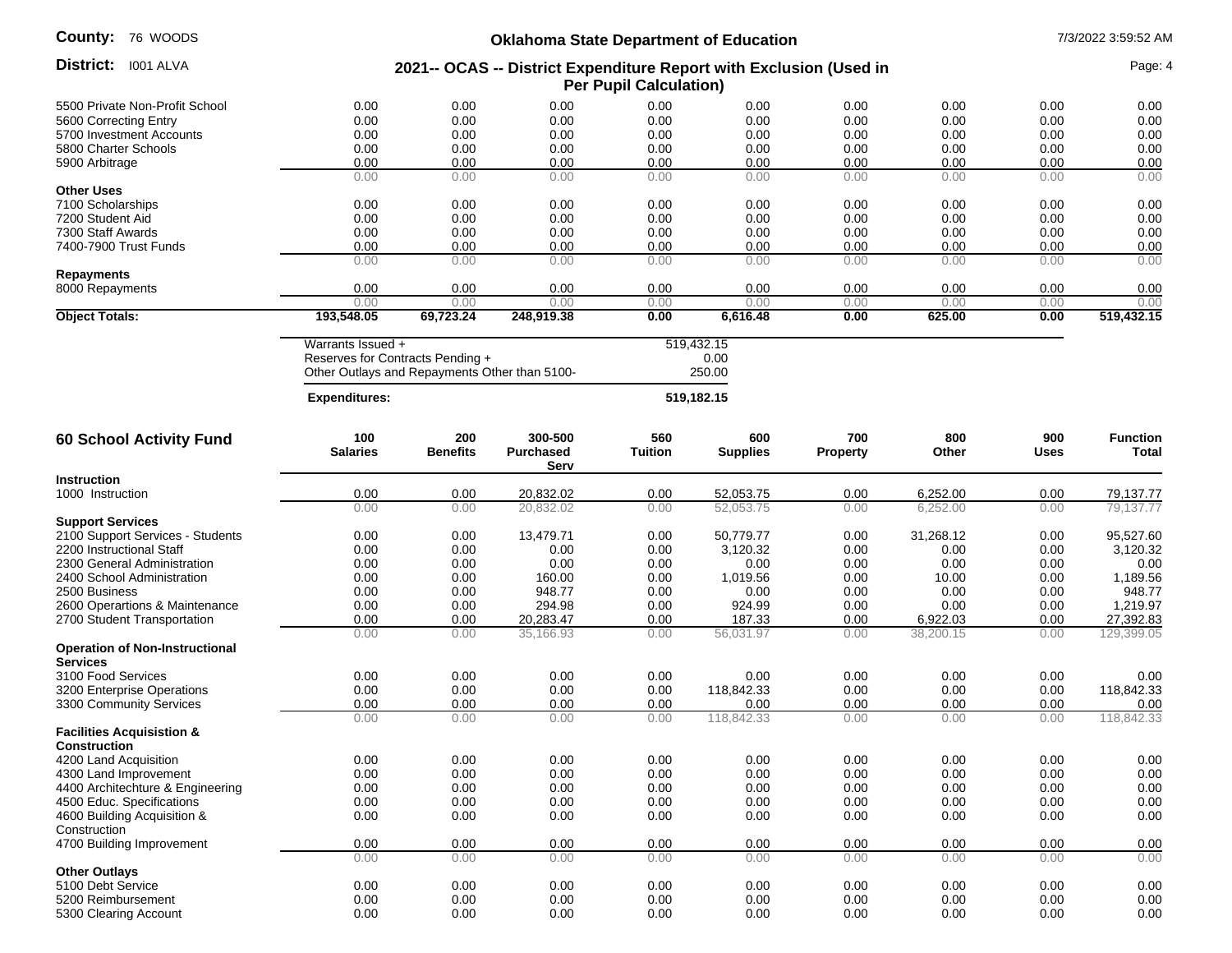| | | | | | | | | | |
|---|---|---|---|---|---|---|---|---|---|
| 5500 Private Non-Profit School | 0.00 | 0.00 | 0.00 | 0.00 | 0.00 | 0.00 | 0.00 | 0.00 | 0.00 |
| 5600 Correcting Entry | 0.00 | 0.00 | 0.00 | 0.00 | 0.00 | 0.00 | 0.00 | 0.00 | 0.00 |
| 5700 Investment Accounts | 0.00 | 0.00 | 0.00 | 0.00 | 0.00 | 0.00 | 0.00 | 0.00 | 0.00 |
| 5800 Charter Schools | 0.00 | 0.00 | 0.00 | 0.00 | 0.00 | 0.00 | 0.00 | 0.00 | 0.00 |
| 5900 Arbitrage | 0.00 | 0.00 | 0.00 | 0.00 | 0.00 | 0.00 | 0.00 | 0.00 | 0.00 |
| | 0.00 | 0.00 | 0.00 | 0.00 | 0.00 | 0.00 | 0.00 | 0.00 | 0.00 |
| **Other Uses** | | | | | | | | | |
| 7100 Scholarships | 0.00 | 0.00 | 0.00 | 0.00 | 0.00 | 0.00 | 0.00 | 0.00 | 0.00 |
| 7200 Student Aid | 0.00 | 0.00 | 0.00 | 0.00 | 0.00 | 0.00 | 0.00 | 0.00 | 0.00 |
| 7300 Staff Awards | 0.00 | 0.00 | 0.00 | 0.00 | 0.00 | 0.00 | 0.00 | 0.00 | 0.00 |
| 7400-7900 Trust Funds | 0.00 | 0.00 | 0.00 | 0.00 | 0.00 | 0.00 | 0.00 | 0.00 | 0.00 |
| | 0.00 | 0.00 | 0.00 | 0.00 | 0.00 | 0.00 | 0.00 | 0.00 | 0.00 |
| **Repayments** | | | | | | | | | |
| 8000 Repayments | 0.00 | 0.00 | 0.00 | 0.00 | 0.00 | 0.00 | 0.00 | 0.00 | 0.00 |
| | 0.00 | 0.00 | 0.00 | 0.00 | 0.00 | 0.00 | 0.00 | 0.00 | 0.00 |
| **Object Totals:** | **193,548.05** | **69,723.24** | **248,919.38** | **0.00** | **6,616.48** | **0.00** | **625.00** | **0.00** | **519,432.15** |

| | |
|---|---|
| Warrants Issued + | 519,432.15 |
| Reserves for Contracts Pending + | 0.00 |
| Other Outlays and Repayments Other than 5100- | 250.00 |
| **Expenditures:** | **519,182.15** |

## 60 School Activity Fund

| | 100 Salaries | 200 Benefits | 300-500 Purchased Serv | 560 Tuition | 600 Supplies | 700 Property | 800 Other | 900 Uses | Function Total |
|---|---|---|---|---|---|---|---|---|---|
| **Instruction** | | | | | | | | | |
| 1000 Instruction | 0.00 | 0.00 | 20,832.02 | 0.00 | 52,053.75 | 0.00 | 6,252.00 | 0.00 | 79,137.77 |
| | 0.00 | 0.00 | 20,832.02 | 0.00 | 52,053.75 | 0.00 | 6,252.00 | 0.00 | 79,137.77 |
| **Support Services** | | | | | | | | | |
| 2100 Support Services - Students | 0.00 | 0.00 | 13,479.71 | 0.00 | 50,779.77 | 0.00 | 31,268.12 | 0.00 | 95,527.60 |
| 2200 Instructional Staff | 0.00 | 0.00 | 0.00 | 0.00 | 3,120.32 | 0.00 | 0.00 | 0.00 | 3,120.32 |
| 2300 General Administration | 0.00 | 0.00 | 0.00 | 0.00 | 0.00 | 0.00 | 0.00 | 0.00 | 0.00 |
| 2400 School Administration | 0.00 | 0.00 | 160.00 | 0.00 | 1,019.56 | 0.00 | 10.00 | 0.00 | 1,189.56 |
| 2500 Business | 0.00 | 0.00 | 948.77 | 0.00 | 0.00 | 0.00 | 0.00 | 0.00 | 948.77 |
| 2600 Operartions & Maintenance | 0.00 | 0.00 | 294.98 | 0.00 | 924.99 | 0.00 | 0.00 | 0.00 | 1,219.97 |
| 2700 Student Transportation | 0.00 | 0.00 | 20,283.47 | 0.00 | 187.33 | 0.00 | 6,922.03 | 0.00 | 27,392.83 |
| | 0.00 | 0.00 | 35,166.93 | 0.00 | 56,031.97 | 0.00 | 38,200.15 | 0.00 | 129,399.05 |
| **Operation of Non-Instructional Services** | | | | | | | | | |
| 3100 Food Services | 0.00 | 0.00 | 0.00 | 0.00 | 0.00 | 0.00 | 0.00 | 0.00 | 0.00 |
| 3200 Enterprise Operations | 0.00 | 0.00 | 0.00 | 0.00 | 118,842.33 | 0.00 | 0.00 | 0.00 | 118,842.33 |
| 3300 Community Services | 0.00 | 0.00 | 0.00 | 0.00 | 0.00 | 0.00 | 0.00 | 0.00 | 0.00 |
| | 0.00 | 0.00 | 0.00 | 0.00 | 118,842.33 | 0.00 | 0.00 | 0.00 | 118,842.33 |
| **Facilities Acquisistion & Construction** | | | | | | | | | |
| 4200 Land Acquisition | 0.00 | 0.00 | 0.00 | 0.00 | 0.00 | 0.00 | 0.00 | 0.00 | 0.00 |
| 4300 Land Improvement | 0.00 | 0.00 | 0.00 | 0.00 | 0.00 | 0.00 | 0.00 | 0.00 | 0.00 |
| 4400 Architechture & Engineering | 0.00 | 0.00 | 0.00 | 0.00 | 0.00 | 0.00 | 0.00 | 0.00 | 0.00 |
| 4500 Educ. Specifications | 0.00 | 0.00 | 0.00 | 0.00 | 0.00 | 0.00 | 0.00 | 0.00 | 0.00 |
| 4600 Building Acquisition & Construction | 0.00 | 0.00 | 0.00 | 0.00 | 0.00 | 0.00 | 0.00 | 0.00 | 0.00 |
| 4700 Building Improvement | 0.00 | 0.00 | 0.00 | 0.00 | 0.00 | 0.00 | 0.00 | 0.00 | 0.00 |
| | 0.00 | 0.00 | 0.00 | 0.00 | 0.00 | 0.00 | 0.00 | 0.00 | 0.00 |
| **Other Outlays** | | | | | | | | | |
| 5100 Debt Service | 0.00 | 0.00 | 0.00 | 0.00 | 0.00 | 0.00 | 0.00 | 0.00 | 0.00 |
| 5200 Reimbursement | 0.00 | 0.00 | 0.00 | 0.00 | 0.00 | 0.00 | 0.00 | 0.00 | 0.00 |
| 5300 Clearing Account | 0.00 | 0.00 | 0.00 | 0.00 | 0.00 | 0.00 | 0.00 | 0.00 | 0.00 |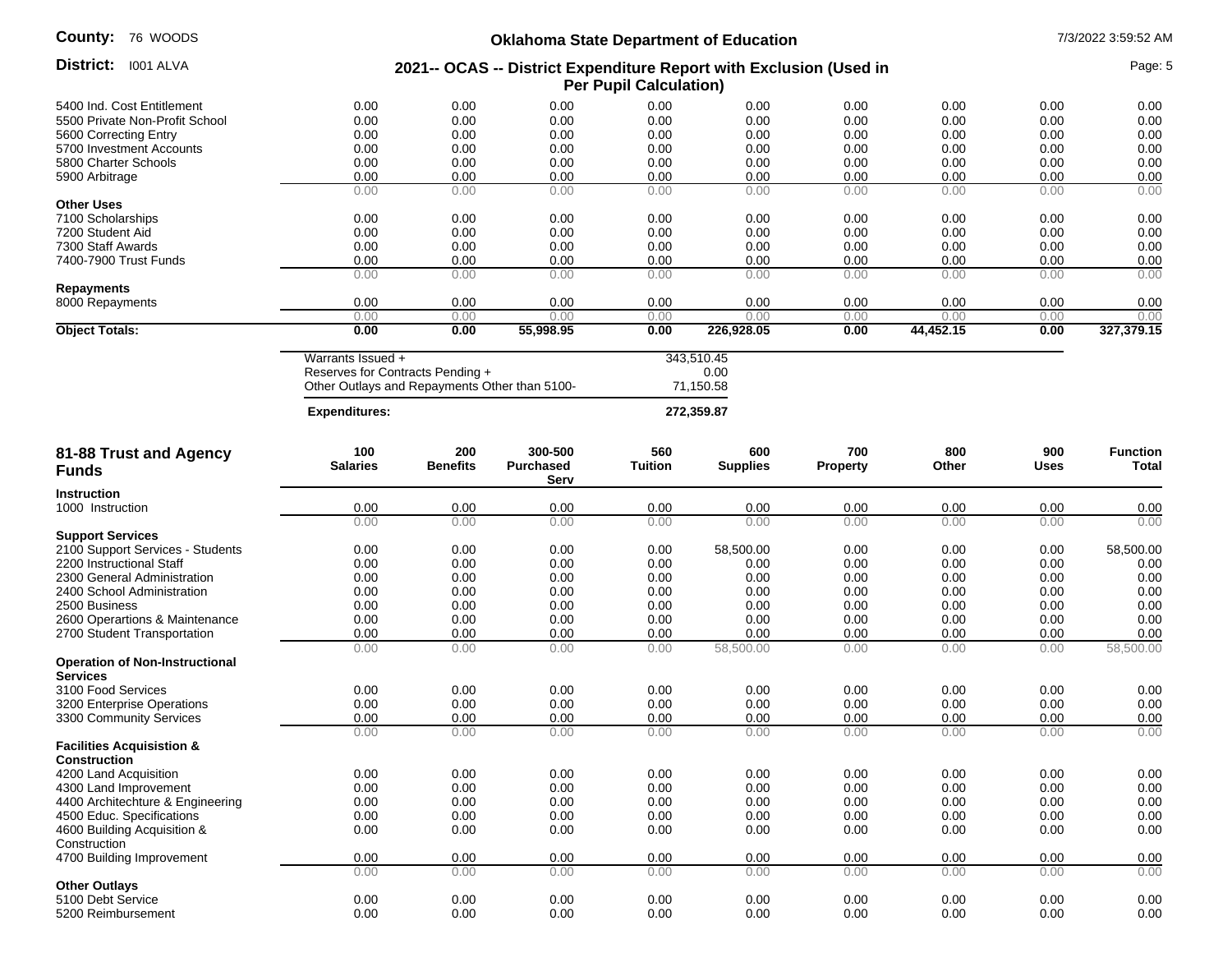| | | | | | | | | | |
|---|---|---|---|---|---|---|---|---|---|
| 5400 Ind. Cost Entitlement | 0.00 | 0.00 | 0.00 | 0.00 | 0.00 | 0.00 | 0.00 | 0.00 | 0.00 |
| 5500 Private Non-Profit School | 0.00 | 0.00 | 0.00 | 0.00 | 0.00 | 0.00 | 0.00 | 0.00 | 0.00 |
| 5600 Correcting Entry | 0.00 | 0.00 | 0.00 | 0.00 | 0.00 | 0.00 | 0.00 | 0.00 | 0.00 |
| 5700 Investment Accounts | 0.00 | 0.00 | 0.00 | 0.00 | 0.00 | 0.00 | 0.00 | 0.00 | 0.00 |
| 5800 Charter Schools | 0.00 | 0.00 | 0.00 | 0.00 | 0.00 | 0.00 | 0.00 | 0.00 | 0.00 |
| 5900 Arbitrage | 0.00 | 0.00 | 0.00 | 0.00 | 0.00 | 0.00 | 0.00 | 0.00 | 0.00 |
| | 0.00 | 0.00 | 0.00 | 0.00 | 0.00 | 0.00 | 0.00 | 0.00 | 0.00 |
| **Other Uses** | | | | | | | | | |
| 7100 Scholarships | 0.00 | 0.00 | 0.00 | 0.00 | 0.00 | 0.00 | 0.00 | 0.00 | 0.00 |
| 7200 Student Aid | 0.00 | 0.00 | 0.00 | 0.00 | 0.00 | 0.00 | 0.00 | 0.00 | 0.00 |
| 7300 Staff Awards | 0.00 | 0.00 | 0.00 | 0.00 | 0.00 | 0.00 | 0.00 | 0.00 | 0.00 |
| 7400-7900 Trust Funds | 0.00 | 0.00 | 0.00 | 0.00 | 0.00 | 0.00 | 0.00 | 0.00 | 0.00 |
| | 0.00 | 0.00 | 0.00 | 0.00 | 0.00 | 0.00 | 0.00 | 0.00 | 0.00 |
| **Repayments** | | | | | | | | | |
| 8000 Repayments | 0.00 | 0.00 | 0.00 | 0.00 | 0.00 | 0.00 | 0.00 | 0.00 | 0.00 |
| | 0.00 | 0.00 | 0.00 | 0.00 | 0.00 | 0.00 | 0.00 | 0.00 | 0.00 |
| **Object Totals:** | **0.00** | **0.00** | **55,998.95** | **0.00** | **226,928.05** | **0.00** | **44,452.15** | **0.00** | **327,379.15** |

| | |
|---|---|
| Warrants Issued + | 343,510.45 |
| Reserves for Contracts Pending + | 0.00 |
| Other Outlays and Repayments Other than 5100- | 71,150.58 |
| **Expenditures:** | **272,359.87** |

## 81-88 Trust and Agency Funds

| | 100 Salaries | 200 Benefits | 300-500 Purchased Serv | 560 Tuition | 600 Supplies | 700 Property | 800 Other | 900 Uses | Function Total |
|---|---|---|---|---|---|---|---|---|---|
| **Instruction** | | | | | | | | | |
| 1000 Instruction | 0.00 | 0.00 | 0.00 | 0.00 | 0.00 | 0.00 | 0.00 | 0.00 | 0.00 |
| | 0.00 | 0.00 | 0.00 | 0.00 | 0.00 | 0.00 | 0.00 | 0.00 | 0.00 |
| **Support Services** | | | | | | | | | |
| 2100 Support Services - Students | 0.00 | 0.00 | 0.00 | 0.00 | 58,500.00 | 0.00 | 0.00 | 0.00 | 58,500.00 |
| 2200 Instructional Staff | 0.00 | 0.00 | 0.00 | 0.00 | 0.00 | 0.00 | 0.00 | 0.00 | 0.00 |
| 2300 General Administration | 0.00 | 0.00 | 0.00 | 0.00 | 0.00 | 0.00 | 0.00 | 0.00 | 0.00 |
| 2400 School Administration | 0.00 | 0.00 | 0.00 | 0.00 | 0.00 | 0.00 | 0.00 | 0.00 | 0.00 |
| 2500 Business | 0.00 | 0.00 | 0.00 | 0.00 | 0.00 | 0.00 | 0.00 | 0.00 | 0.00 |
| 2600 Operartions & Maintenance | 0.00 | 0.00 | 0.00 | 0.00 | 0.00 | 0.00 | 0.00 | 0.00 | 0.00 |
| 2700 Student Transportation | 0.00 | 0.00 | 0.00 | 0.00 | 0.00 | 0.00 | 0.00 | 0.00 | 0.00 |
| | 0.00 | 0.00 | 0.00 | 0.00 | 58,500.00 | 0.00 | 0.00 | 0.00 | 58,500.00 |
| **Operation of Non-Instructional Services** | | | | | | | | | |
| 3100 Food Services | 0.00 | 0.00 | 0.00 | 0.00 | 0.00 | 0.00 | 0.00 | 0.00 | 0.00 |
| 3200 Enterprise Operations | 0.00 | 0.00 | 0.00 | 0.00 | 0.00 | 0.00 | 0.00 | 0.00 | 0.00 |
| 3300 Community Services | 0.00 | 0.00 | 0.00 | 0.00 | 0.00 | 0.00 | 0.00 | 0.00 | 0.00 |
| | 0.00 | 0.00 | 0.00 | 0.00 | 0.00 | 0.00 | 0.00 | 0.00 | 0.00 |
| **Facilities Acquisistion & Construction** | | | | | | | | | |
| 4200 Land Acquisition | 0.00 | 0.00 | 0.00 | 0.00 | 0.00 | 0.00 | 0.00 | 0.00 | 0.00 |
| 4300 Land Improvement | 0.00 | 0.00 | 0.00 | 0.00 | 0.00 | 0.00 | 0.00 | 0.00 | 0.00 |
| 4400 Architechture & Engineering | 0.00 | 0.00 | 0.00 | 0.00 | 0.00 | 0.00 | 0.00 | 0.00 | 0.00 |
| 4500 Educ. Specifications | 0.00 | 0.00 | 0.00 | 0.00 | 0.00 | 0.00 | 0.00 | 0.00 | 0.00 |
| 4600 Building Acquisition & Construction | 0.00 | 0.00 | 0.00 | 0.00 | 0.00 | 0.00 | 0.00 | 0.00 | 0.00 |
| 4700 Building Improvement | 0.00 | 0.00 | 0.00 | 0.00 | 0.00 | 0.00 | 0.00 | 0.00 | 0.00 |
| | 0.00 | 0.00 | 0.00 | 0.00 | 0.00 | 0.00 | 0.00 | 0.00 | 0.00 |
| **Other Outlays** | | | | | | | | | |
| 5100 Debt Service | 0.00 | 0.00 | 0.00 | 0.00 | 0.00 | 0.00 | 0.00 | 0.00 | 0.00 |
| 5200 Reimbursement | 0.00 | 0.00 | 0.00 | 0.00 | 0.00 | 0.00 | 0.00 | 0.00 | 0.00 |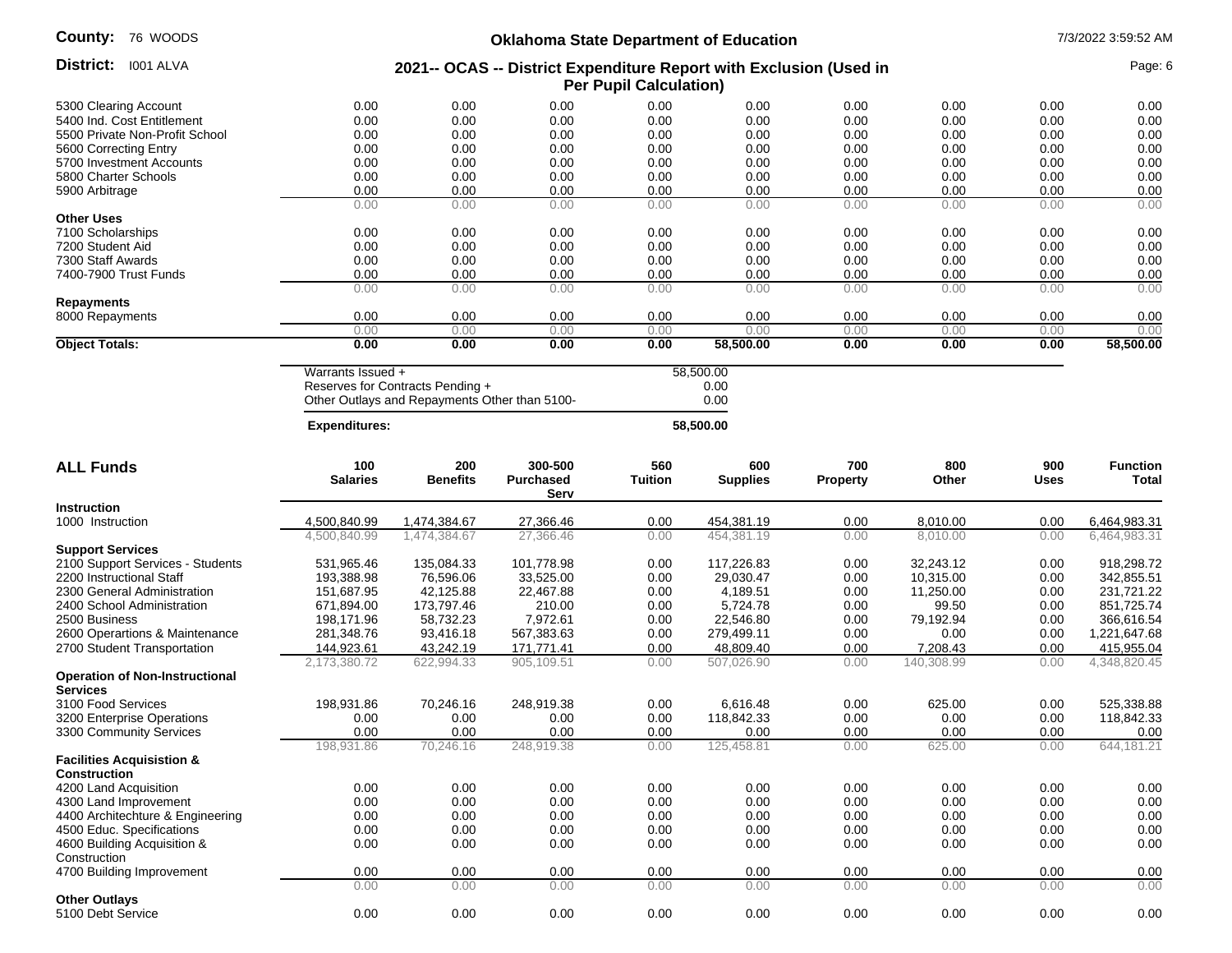| | | | | | | | | | |
|---|---|---|---|---|---|---|---|---|---|
| 5300 Clearing Account | 0.00 | 0.00 | 0.00 | 0.00 | 0.00 | 0.00 | 0.00 | 0.00 | 0.00 |
| 5400 Ind. Cost Entitlement | 0.00 | 0.00 | 0.00 | 0.00 | 0.00 | 0.00 | 0.00 | 0.00 | 0.00 |
| 5500 Private Non-Profit School | 0.00 | 0.00 | 0.00 | 0.00 | 0.00 | 0.00 | 0.00 | 0.00 | 0.00 |
| 5600 Correcting Entry | 0.00 | 0.00 | 0.00 | 0.00 | 0.00 | 0.00 | 0.00 | 0.00 | 0.00 |
| 5700 Investment Accounts | 0.00 | 0.00 | 0.00 | 0.00 | 0.00 | 0.00 | 0.00 | 0.00 | 0.00 |
| 5800 Charter Schools | 0.00 | 0.00 | 0.00 | 0.00 | 0.00 | 0.00 | 0.00 | 0.00 | 0.00 |
| 5900 Arbitrage | 0.00 | 0.00 | 0.00 | 0.00 | 0.00 | 0.00 | 0.00 | 0.00 | 0.00 |
| | 0.00 | 0.00 | 0.00 | 0.00 | 0.00 | 0.00 | 0.00 | 0.00 | 0.00 |
| **Other Uses** | | | | | | | | | |
| 7100 Scholarships | 0.00 | 0.00 | 0.00 | 0.00 | 0.00 | 0.00 | 0.00 | 0.00 | 0.00 |
| 7200 Student Aid | 0.00 | 0.00 | 0.00 | 0.00 | 0.00 | 0.00 | 0.00 | 0.00 | 0.00 |
| 7300 Staff Awards | 0.00 | 0.00 | 0.00 | 0.00 | 0.00 | 0.00 | 0.00 | 0.00 | 0.00 |
| 7400-7900 Trust Funds | 0.00 | 0.00 | 0.00 | 0.00 | 0.00 | 0.00 | 0.00 | 0.00 | 0.00 |
| | 0.00 | 0.00 | 0.00 | 0.00 | 0.00 | 0.00 | 0.00 | 0.00 | 0.00 |
| **Repayments** | | | | | | | | | |
| 8000 Repayments | 0.00 | 0.00 | 0.00 | 0.00 | 0.00 | 0.00 | 0.00 | 0.00 | 0.00 |
| | 0.00 | 0.00 | 0.00 | 0.00 | 0.00 | 0.00 | 0.00 | 0.00 | 0.00 |
| **Object Totals:** | **0.00** | **0.00** | **0.00** | **0.00** | **58,500.00** | **0.00** | **0.00** | **0.00** | **58,500.00** |

| | |
|---|---|
| Warrants Issued + | 58,500.00 |
| Reserves for Contracts Pending + | 0.00 |
| Other Outlays and Repayments Other than 5100- | 0.00 |
| **Expenditures:** | **58,500.00** |

## ALL Funds

| ALL Funds | 100 Salaries | 200 Benefits | 300-500 Purchased Serv | 560 Tuition | 600 Supplies | 700 Property | 800 Other | 900 Uses | Function Total |
|---|---|---|---|---|---|---|---|---|---|
| **Instruction** | | | | | | | | | |
| 1000 Instruction | 4,500,840.99 | 1,474,384.67 | 27,366.46 | 0.00 | 454,381.19 | 0.00 | 8,010.00 | 0.00 | 6,464,983.31 |
| | 4,500,840.99 | 1,474,384.67 | 27,366.46 | 0.00 | 454,381.19 | 0.00 | 8,010.00 | 0.00 | 6,464,983.31 |
| **Support Services** | | | | | | | | | |
| 2100 Support Services - Students | 531,965.46 | 135,084.33 | 101,778.98 | 0.00 | 117,226.83 | 0.00 | 32,243.12 | 0.00 | 918,298.72 |
| 2200 Instructional Staff | 193,388.98 | 76,596.06 | 33,525.00 | 0.00 | 29,030.47 | 0.00 | 10,315.00 | 0.00 | 342,855.51 |
| 2300 General Administration | 151,687.95 | 42,125.88 | 22,467.88 | 0.00 | 4,189.51 | 0.00 | 11,250.00 | 0.00 | 231,721.22 |
| 2400 School Administration | 671,894.00 | 173,797.46 | 210.00 | 0.00 | 5,724.78 | 0.00 | 99.50 | 0.00 | 851,725.74 |
| 2500 Business | 198,171.96 | 58,732.23 | 7,972.61 | 0.00 | 22,546.80 | 0.00 | 79,192.94 | 0.00 | 366,616.54 |
| 2600 Operartions & Maintenance | 281,348.76 | 93,416.18 | 567,383.63 | 0.00 | 279,499.11 | 0.00 | 0.00 | 0.00 | 1,221,647.68 |
| 2700 Student Transportation | 144,923.61 | 43,242.19 | 171,771.41 | 0.00 | 48,809.40 | 0.00 | 7,208.43 | 0.00 | 415,955.04 |
| | 2,173,380.72 | 622,994.33 | 905,109.51 | 0.00 | 507,026.90 | 0.00 | 140,308.99 | 0.00 | 4,348,820.45 |
| **Operation of Non-Instructional Services** | | | | | | | | | |
| 3100 Food Services | 198,931.86 | 70,246.16 | 248,919.38 | 0.00 | 6,616.48 | 0.00 | 625.00 | 0.00 | 525,338.88 |
| 3200 Enterprise Operations | 0.00 | 0.00 | 0.00 | 0.00 | 118,842.33 | 0.00 | 0.00 | 0.00 | 118,842.33 |
| 3300 Community Services | 0.00 | 0.00 | 0.00 | 0.00 | 0.00 | 0.00 | 0.00 | 0.00 | 0.00 |
| | 198,931.86 | 70,246.16 | 248,919.38 | 0.00 | 125,458.81 | 0.00 | 625.00 | 0.00 | 644,181.21 |
| **Facilities Acquisistion & Construction** | | | | | | | | | |
| 4200 Land Acquisition | 0.00 | 0.00 | 0.00 | 0.00 | 0.00 | 0.00 | 0.00 | 0.00 | 0.00 |
| 4300 Land Improvement | 0.00 | 0.00 | 0.00 | 0.00 | 0.00 | 0.00 | 0.00 | 0.00 | 0.00 |
| 4400 Architechture & Engineering | 0.00 | 0.00 | 0.00 | 0.00 | 0.00 | 0.00 | 0.00 | 0.00 | 0.00 |
| 4500 Educ. Specifications | 0.00 | 0.00 | 0.00 | 0.00 | 0.00 | 0.00 | 0.00 | 0.00 | 0.00 |
| 4600 Building Acquisition & Construction | 0.00 | 0.00 | 0.00 | 0.00 | 0.00 | 0.00 | 0.00 | 0.00 | 0.00 |
| 4700 Building Improvement | 0.00 | 0.00 | 0.00 | 0.00 | 0.00 | 0.00 | 0.00 | 0.00 | 0.00 |
| | 0.00 | 0.00 | 0.00 | 0.00 | 0.00 | 0.00 | 0.00 | 0.00 | 0.00 |
| **Other Outlays** | | | | | | | | | |
| 5100 Debt Service | 0.00 | 0.00 | 0.00 | 0.00 | 0.00 | 0.00 | 0.00 | 0.00 | 0.00 |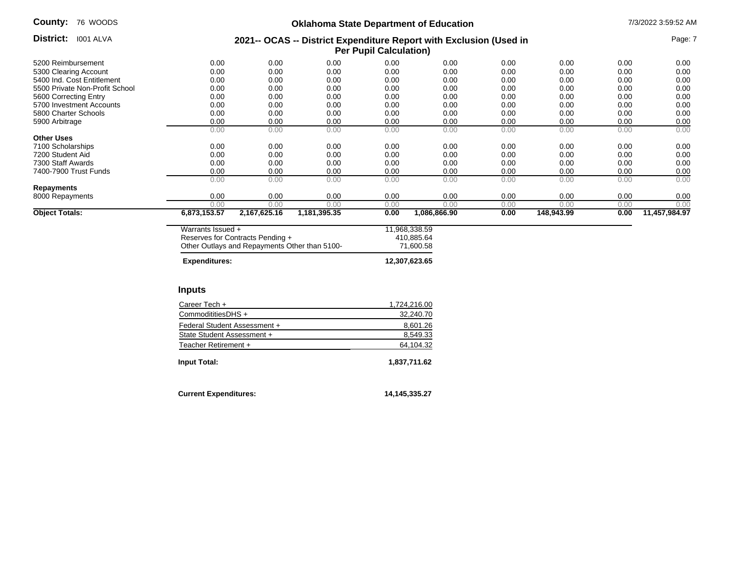| | | | | | | | | | |
|---|---|---|---|---|---|---|---|---|---|
| 5200 Reimbursement | 0.00 | 0.00 | 0.00 | 0.00 | 0.00 | 0.00 | 0.00 | 0.00 | 0.00 |
| 5300 Clearing Account | 0.00 | 0.00 | 0.00 | 0.00 | 0.00 | 0.00 | 0.00 | 0.00 | 0.00 |
| 5400 Ind. Cost Entitlement | 0.00 | 0.00 | 0.00 | 0.00 | 0.00 | 0.00 | 0.00 | 0.00 | 0.00 |
| 5500 Private Non-Profit School | 0.00 | 0.00 | 0.00 | 0.00 | 0.00 | 0.00 | 0.00 | 0.00 | 0.00 |
| 5600 Correcting Entry | 0.00 | 0.00 | 0.00 | 0.00 | 0.00 | 0.00 | 0.00 | 0.00 | 0.00 |
| 5700 Investment Accounts | 0.00 | 0.00 | 0.00 | 0.00 | 0.00 | 0.00 | 0.00 | 0.00 | 0.00 |
| 5800 Charter Schools | 0.00 | 0.00 | 0.00 | 0.00 | 0.00 | 0.00 | 0.00 | 0.00 | 0.00 |
| 5900 Arbitrage | 0.00 | 0.00 | 0.00 | 0.00 | 0.00 | 0.00 | 0.00 | 0.00 | 0.00 |
| | 0.00 | 0.00 | 0.00 | 0.00 | 0.00 | 0.00 | 0.00 | 0.00 | 0.00 |
| **Other Uses** | | | | | | | | | |
| 7100 Scholarships | 0.00 | 0.00 | 0.00 | 0.00 | 0.00 | 0.00 | 0.00 | 0.00 | 0.00 |
| 7200 Student Aid | 0.00 | 0.00 | 0.00 | 0.00 | 0.00 | 0.00 | 0.00 | 0.00 | 0.00 |
| 7300 Staff Awards | 0.00 | 0.00 | 0.00 | 0.00 | 0.00 | 0.00 | 0.00 | 0.00 | 0.00 |
| 7400-7900 Trust Funds | 0.00 | 0.00 | 0.00 | 0.00 | 0.00 | 0.00 | 0.00 | 0.00 | 0.00 |
| | 0.00 | 0.00 | 0.00 | 0.00 | 0.00 | 0.00 | 0.00 | 0.00 | 0.00 |
| **Repayments** | | | | | | | | | |
| 8000 Repayments | 0.00 | 0.00 | 0.00 | 0.00 | 0.00 | 0.00 | 0.00 | 0.00 | 0.00 |
| | 0.00 | 0.00 | 0.00 | 0.00 | 0.00 | 0.00 | 0.00 | 0.00 | 0.00 |
| **Object Totals:** | **6,873,153.57** | **2,167,625.16** | **1,181,395.35** | **0.00** | **1,086,866.90** | **0.00** | **148,943.99** | **0.00** | **11,457,984.97** |

| | |
|---|---|
| Warrants Issued + | 11,968,338.59 |
| Reserves for Contracts Pending + | 410,885.64 |
| Other Outlays and Repayments Other than 5100- | 71,600.58 |
| **Expenditures:** | **12,307,623.65** |

## Inputs

| | |
|---|---|
| Career Tech + | 1,724,216.00 |
| CommodititiesDHS + | 32,240.70 |
| Federal Student Assessment + | 8,601.26 |
| State Student Assessment + | 8,549.33 |
| Teacher Retirement + | 64,104.32 |
| **Input Total:** | **1,837,711.62** |

**Current Expenditures:** **14,145,335.27**